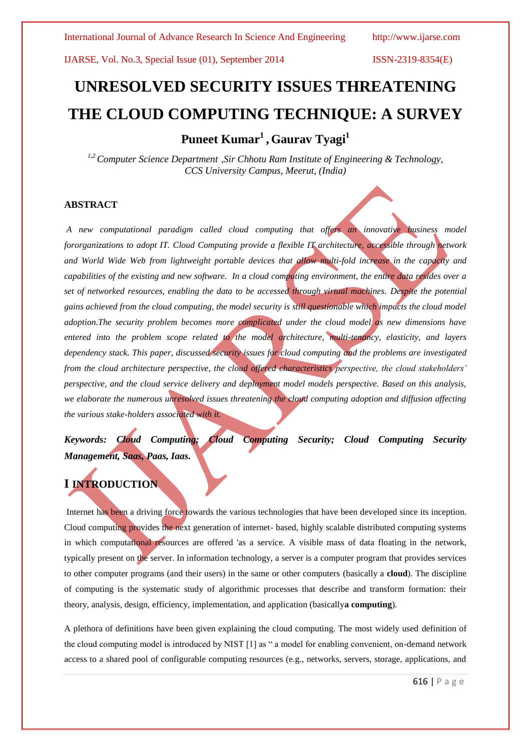# UNRESOLVED SECURITY ISSUES THREATENING THE CLOUD COMPUTING TECHNIQUE: A SURVEY

**Puneet Kumar[1] , Gaurav Tyagi[1]**

*[1,2] Computer Science Department ,Sir Chhotu Ram Institute of Engineering & Technology, CCS University Campus, Meerut, (India)*

## ABSTRACT

*A new computational paradigm called cloud computing that offers an innovative business model fororganizations to adopt IT. Cloud Computing provide a flexible IT architecture, accessible through network and World Wide Web from lightweight portable devices that allow multi-fold increase in the capacity and capabilities of the existing and new software. In a cloud computing environment, the entire data resides over a set of networked resources, enabling the data to be accessed through virtual machines. Despite the potential gains achieved from the cloud computing, the model security is still questionable which impacts the cloud model adoption.The security problem becomes more complicated under the cloud model as new dimensions have entered into the problem scope related to the model architecture, multi-tenancy, elasticity, and layers dependency stack. This paper, discussed security issues for cloud computing and the problems are investigated from the cloud architecture perspective, the cloud offered characteristics perspective, the cloud stakeholders' perspective, and the cloud service delivery and deployment model models perspective. Based on this analysis, we elaborate the numerous unresolved issues threatening the cloud computing adoption and diffusion affecting the various stake-holders associated with it.*

***Keywords: Cloud Computing; Cloud Computing Security; Cloud Computing Security Management, Saas, Paas, Iaas.***

## I INTRODUCTION

Internet has been a driving force towards the various technologies that have been developed since its inception. Cloud computing provides the next generation of internet- based, highly scalable distributed computing systems in which computational resources are offered 'as a service. A visible mass of data floating in the network, typically present on the server. In information technology, a server is a computer program that provides services to other computer programs (and their users) in the same or other computers (basically a **cloud**). The discipline of computing is the systematic study of algorithmic processes that describe and transform formation: their theory, analysis, design, efficiency, implementation, and application (basically**a computing**).

A plethora of definitions have been given explaining the cloud computing. The most widely used definition of the cloud computing model is introduced by NIST [1] as " a model for enabling convenient, on-demand network access to a shared pool of configurable computing resources (e.g., networks, servers, storage, applications, and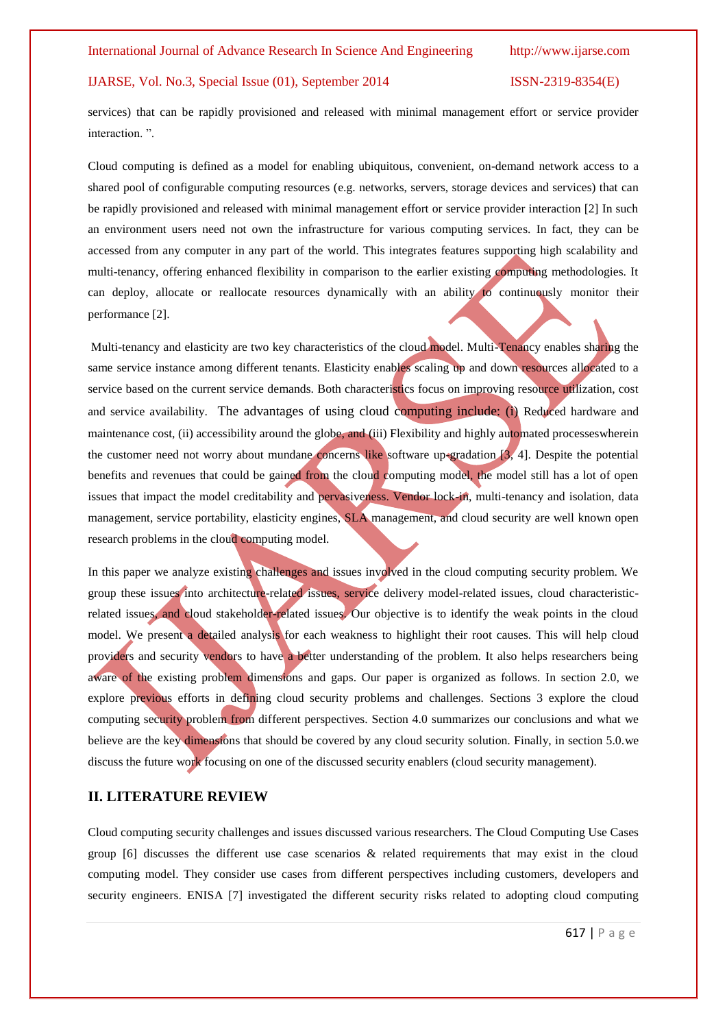services) that can be rapidly provisioned and released with minimal management effort or service provider interaction. ".

Cloud computing is defined as a model for enabling ubiquitous, convenient, on-demand network access to a shared pool of configurable computing resources (e.g. networks, servers, storage devices and services) that can be rapidly provisioned and released with minimal management effort or service provider interaction [2] In such an environment users need not own the infrastructure for various computing services. In fact, they can be accessed from any computer in any part of the world. This integrates features supporting high scalability and multi-tenancy, offering enhanced flexibility in comparison to the earlier existing computing methodologies. It can deploy, allocate or reallocate resources dynamically with an ability to continuously monitor their performance [2].

Multi-tenancy and elasticity are two key characteristics of the cloud model. Multi-Tenancy enables sharing the same service instance among different tenants. Elasticity enables scaling up and down resources allocated to a service based on the current service demands. Both characteristics focus on improving resource utilization, cost and service availability. The advantages of using cloud computing include: (i) Reduced hardware and maintenance cost, (ii) accessibility around the globe, and (iii) Flexibility and highly automated processeswherein the customer need not worry about mundane concerns like software up-gradation [3, 4]. Despite the potential benefits and revenues that could be gained from the cloud computing model, the model still has a lot of open issues that impact the model creditability and pervasiveness. Vendor lock-in, multi-tenancy and isolation, data management, service portability, elasticity engines, SLA management, and cloud security are well known open research problems in the cloud computing model.

In this paper we analyze existing challenges and issues involved in the cloud computing security problem. We group these issues into architecture-related issues, service delivery model-related issues, cloud characteristic-related issues, and cloud stakeholder-related issues. Our objective is to identify the weak points in the cloud model. We present a detailed analysis for each weakness to highlight their root causes. This will help cloud providers and security vendors to have a better understanding of the problem. It also helps researchers being aware of the existing problem dimensions and gaps. Our paper is organized as follows. In section 2.0, we explore previous efforts in defining cloud security problems and challenges. Sections 3 explore the cloud computing security problem from different perspectives. Section 4.0 summarizes our conclusions and what we believe are the key dimensions that should be covered by any cloud security solution. Finally, in section 5.0.we discuss the future work focusing on one of the discussed security enablers (cloud security management).

## II. LITERATURE REVIEW

Cloud computing security challenges and issues discussed various researchers. The Cloud Computing Use Cases group [6] discusses the different use case scenarios & related requirements that may exist in the cloud computing model. They consider use cases from different perspectives including customers, developers and security engineers. ENISA [7] investigated the different security risks related to adopting cloud computing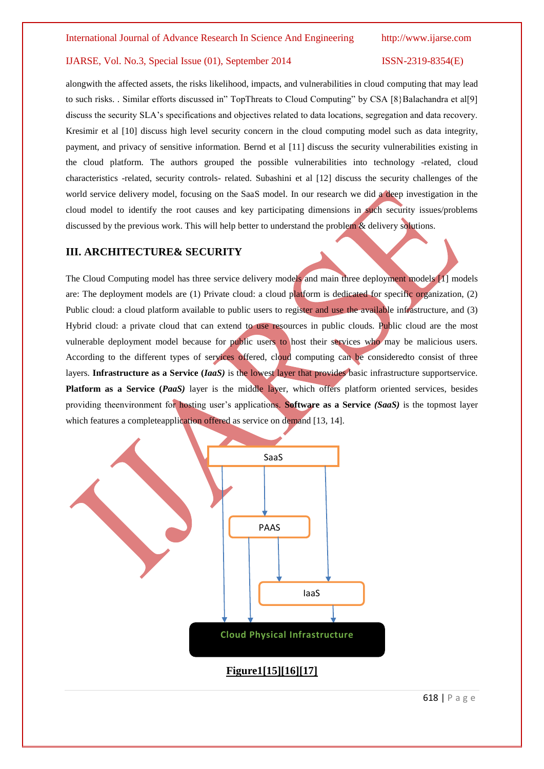alongwith the affected assets, the risks likelihood, impacts, and vulnerabilities in cloud computing that may lead to such risks. . Similar efforts discussed in" TopThreats to Cloud Computing" by CSA [8}Balachandra et al[9] discuss the security SLA's specifications and objectives related to data locations, segregation and data recovery. Kresimir et al [10] discuss high level security concern in the cloud computing model such as data integrity, payment, and privacy of sensitive information. Bernd et al [11] discuss the security vulnerabilities existing in the cloud platform. The authors grouped the possible vulnerabilities into technology -related, cloud characteristics -related, security controls- related. Subashini et al [12] discuss the security challenges of the world service delivery model, focusing on the SaaS model. In our research we did a deep investigation in the cloud model to identify the root causes and key participating dimensions in such security issues/problems discussed by the previous work. This will help better to understand the problem & delivery solutions.

## III. ARCHITECTURE& SECURITY

The Cloud Computing model has three service delivery models and main three deployment models [1] models are: The deployment models are (1) Private cloud: a cloud platform is dedicated for specific organization, (2) Public cloud: a cloud platform available to public users to register and use the available infrastructure, and (3) Hybrid cloud: a private cloud that can extend to use resources in public clouds. Public cloud are the most vulnerable deployment model because for public users to host their services who may be malicious users. According to the different types of services offered, cloud computing can be consideredto consist of three layers. **Infrastructure as a Service (*IaaS)*** is the lowest layer that provides basic infrastructure supportservice. **Platform as a Service (*PaaS)*** layer is the middle layer, which offers platform oriented services, besides providing theenvironment for hosting user's applications. **Software as a Service *(SaaS)*** is the topmost layer which features a completeapplication offered as service on demand [13, 14].

SaaS

PAAS

IaaS

Cloud Physical Infrastructure

**Figure1[15][16][17]**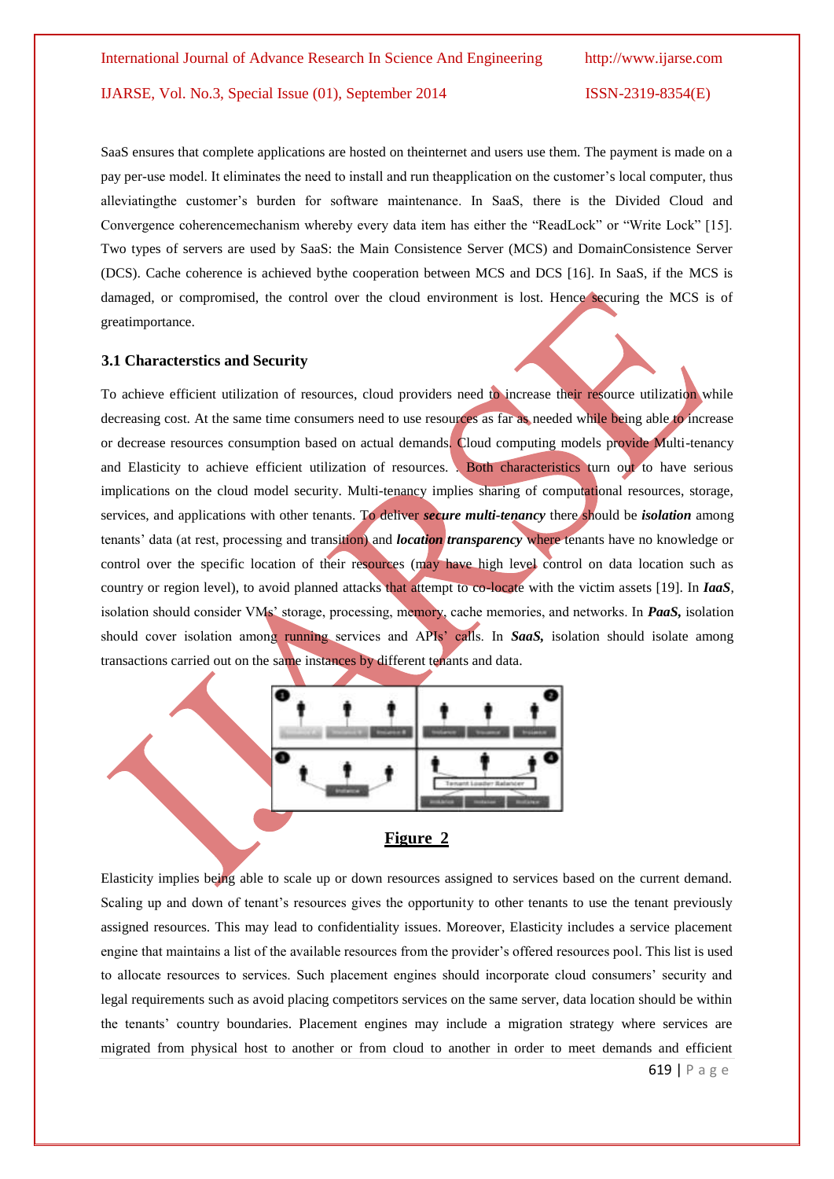SaaS ensures that complete applications are hosted on theinternet and users use them. The payment is made on a pay per-use model. It eliminates the need to install and run theapplication on the customer's local computer, thus alleviatingthe customer's burden for software maintenance. In SaaS, there is the Divided Cloud and Convergence coherencemechanism whereby every data item has either the "ReadLock" or "Write Lock" [15]. Two types of servers are used by SaaS: the Main Consistence Server (MCS) and DomainConsistence Server (DCS). Cache coherence is achieved bythe cooperation between MCS and DCS [16]. In SaaS, if the MCS is damaged, or compromised, the control over the cloud environment is lost. Hence securing the MCS is of greatimportance.

### 3.1 Characterstics and Security

To achieve efficient utilization of resources, cloud providers need to increase their resource utilization while decreasing cost. At the same time consumers need to use resources as far as needed while being able to increase or decrease resources consumption based on actual demands. Cloud computing models provide Multi-tenancy and Elasticity to achieve efficient utilization of resources. . Both characteristics turn out to have serious implications on the cloud model security. Multi-tenancy implies sharing of computational resources, storage, services, and applications with other tenants. To deliver ***secure multi-tenancy*** there should be ***isolation*** among tenants' data (at rest, processing and transition) and ***location transparency*** where tenants have no knowledge or control over the specific location of their resources (may have high level control on data location such as country or region level), to avoid planned attacks that attempt to co-locate with the victim assets [19]. In ***IaaS***, isolation should consider VMs' storage, processing, memory, cache memories, and networks. In ***PaaS,*** isolation should cover isolation among running services and APIs' calls. In ***SaaS,*** isolation should isolate among transactions carried out on the same instances by different tenants and data.

**Figure 2**

Elasticity implies being able to scale up or down resources assigned to services based on the current demand. Scaling up and down of tenant's resources gives the opportunity to other tenants to use the tenant previously assigned resources. This may lead to confidentiality issues. Moreover, Elasticity includes a service placement engine that maintains a list of the available resources from the provider's offered resources pool. This list is used to allocate resources to services. Such placement engines should incorporate cloud consumers' security and legal requirements such as avoid placing competitors services on the same server, data location should be within the tenants' country boundaries. Placement engines may include a migration strategy where services are migrated from physical host to another or from cloud to another in order to meet demands and efficient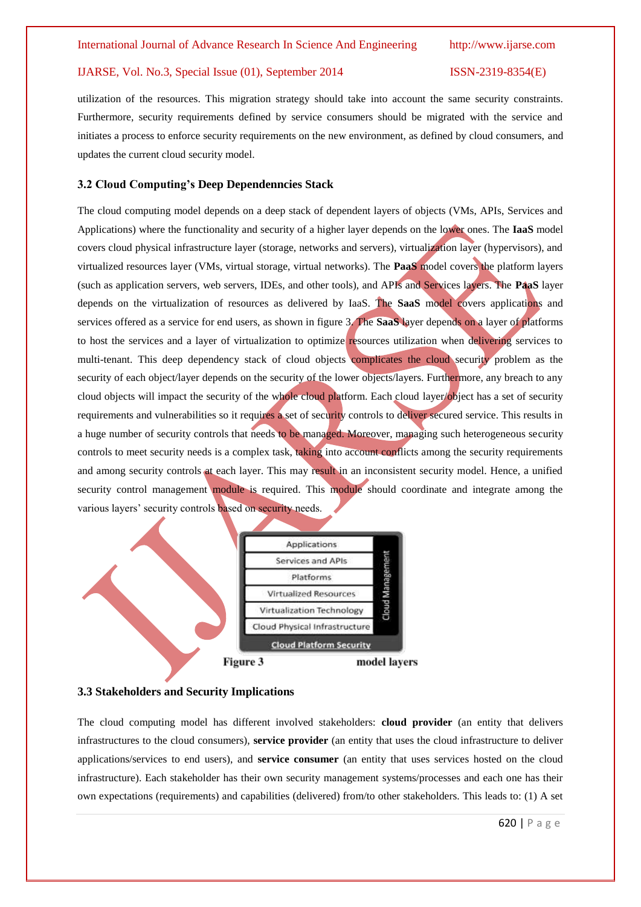utilization of the resources. This migration strategy should take into account the same security constraints. Furthermore, security requirements defined by service consumers should be migrated with the service and initiates a process to enforce security requirements on the new environment, as defined by cloud consumers, and updates the current cloud security model.

### 3.2 Cloud Computing's Deep Dependenncies Stack

The cloud computing model depends on a deep stack of dependent layers of objects (VMs, APIs, Services and Applications) where the functionality and security of a higher layer depends on the lower ones. The **IaaS** model covers cloud physical infrastructure layer (storage, networks and servers), virtualization layer (hypervisors), and virtualized resources layer (VMs, virtual storage, virtual networks). The **PaaS** model covers the platform layers (such as application servers, web servers, IDEs, and other tools), and APIs and Services layers. The **PaaS** layer depends on the virtualization of resources as delivered by IaaS. The **SaaS** model covers applications and services offered as a service for end users, as shown in figure 3. The **SaaS** layer depends on a layer of platforms to host the services and a layer of virtualization to optimize resources utilization when delivering services to multi-tenant. This deep dependency stack of cloud objects complicates the cloud security problem as the security of each object/layer depends on the security of the lower objects/layers. Furthermore, any breach to any cloud objects will impact the security of the whole cloud platform. Each cloud layer/object has a set of security requirements and vulnerabilities so it requires a set of security controls to deliver secured service. This results in a huge number of security controls that needs to be managed. Moreover, managing such heterogeneous security controls to meet security needs is a complex task, taking into account conflicts among the security requirements and among security controls at each layer. This may result in an inconsistent security model. Hence, a unified security control management module is required. This module should coordinate and integrate among the various layers' security controls based on security needs.

| Applications | Cloud Management |
|---|---|
| Services and APIs | |
| Platforms | |
| Virtualized Resources | |
| Virtualization Technology | |
| Cloud Physical Infrastructure | |
| Cloud Platform Security | |

**Figure 3** **model layers**

### 3.3 Stakeholders and Security Implications

The cloud computing model has different involved stakeholders: **cloud provider** (an entity that delivers infrastructures to the cloud consumers), **service provider** (an entity that uses the cloud infrastructure to deliver applications/services to end users), and **service consumer** (an entity that uses services hosted on the cloud infrastructure). Each stakeholder has their own security management systems/processes and each one has their own expectations (requirements) and capabilities (delivered) from/to other stakeholders. This leads to: (1) A set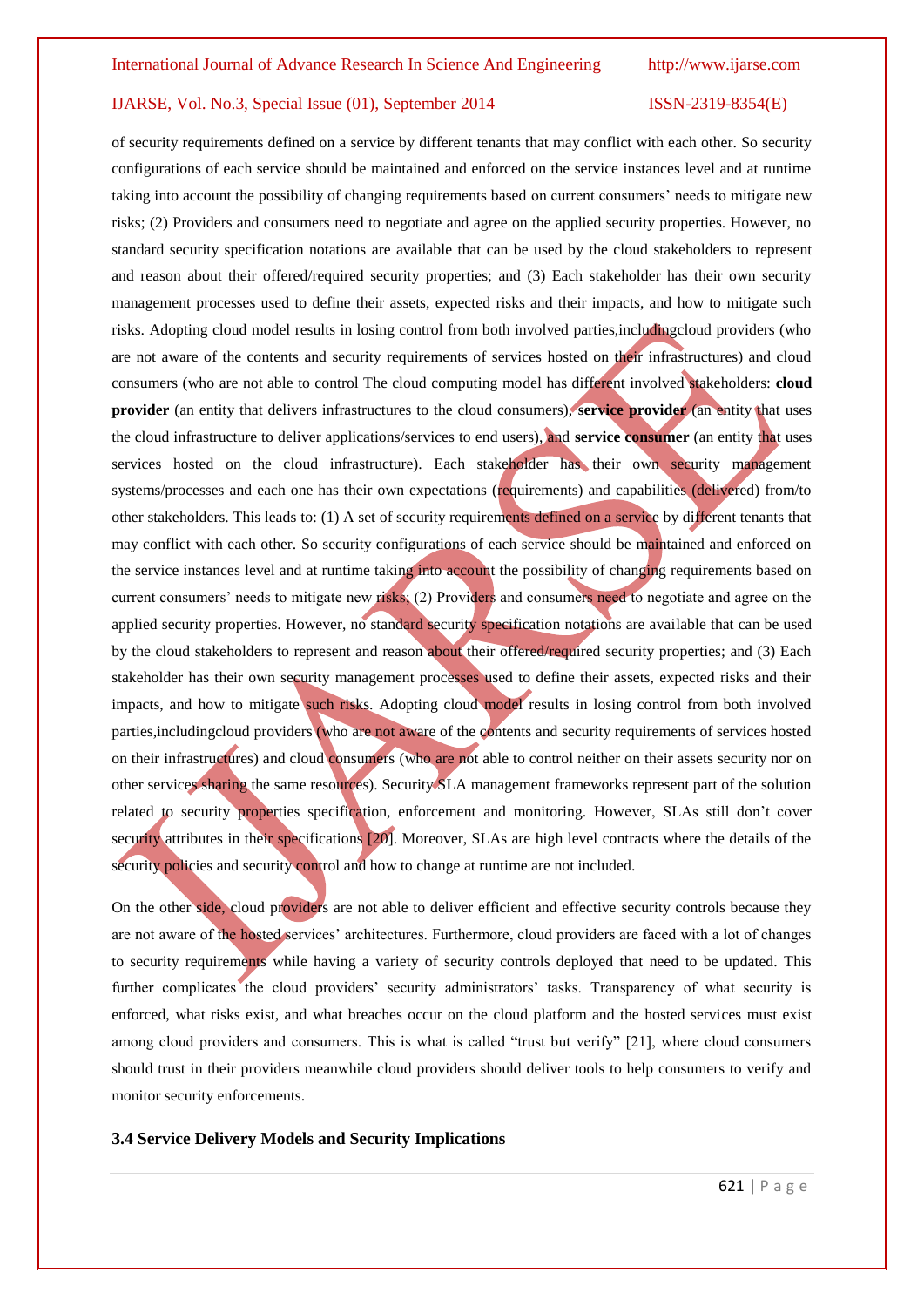of security requirements defined on a service by different tenants that may conflict with each other. So security configurations of each service should be maintained and enforced on the service instances level and at runtime taking into account the possibility of changing requirements based on current consumers' needs to mitigate new risks; (2) Providers and consumers need to negotiate and agree on the applied security properties. However, no standard security specification notations are available that can be used by the cloud stakeholders to represent and reason about their offered/required security properties; and (3) Each stakeholder has their own security management processes used to define their assets, expected risks and their impacts, and how to mitigate such risks. Adopting cloud model results in losing control from both involved parties,includingcloud providers (who are not aware of the contents and security requirements of services hosted on their infrastructures) and cloud consumers (who are not able to control The cloud computing model has different involved stakeholders: **cloud provider** (an entity that delivers infrastructures to the cloud consumers), **service provider** (an entity that uses the cloud infrastructure to deliver applications/services to end users), and **service consumer** (an entity that uses services hosted on the cloud infrastructure). Each stakeholder has their own security management systems/processes and each one has their own expectations (requirements) and capabilities (delivered) from/to other stakeholders. This leads to: (1) A set of security requirements defined on a service by different tenants that may conflict with each other. So security configurations of each service should be maintained and enforced on the service instances level and at runtime taking into account the possibility of changing requirements based on current consumers' needs to mitigate new risks; (2) Providers and consumers need to negotiate and agree on the applied security properties. However, no standard security specification notations are available that can be used by the cloud stakeholders to represent and reason about their offered/required security properties; and (3) Each stakeholder has their own security management processes used to define their assets, expected risks and their impacts, and how to mitigate such risks. Adopting cloud model results in losing control from both involved parties,includingcloud providers (who are not aware of the contents and security requirements of services hosted on their infrastructures) and cloud consumers (who are not able to control neither on their assets security nor on other services sharing the same resources). Security SLA management frameworks represent part of the solution related to security properties specification, enforcement and monitoring. However, SLAs still don't cover security attributes in their specifications [20]. Moreover, SLAs are high level contracts where the details of the security policies and security control and how to change at runtime are not included.

On the other side, cloud providers are not able to deliver efficient and effective security controls because they are not aware of the hosted services' architectures. Furthermore, cloud providers are faced with a lot of changes to security requirements while having a variety of security controls deployed that need to be updated. This further complicates the cloud providers' security administrators' tasks. Transparency of what security is enforced, what risks exist, and what breaches occur on the cloud platform and the hosted services must exist among cloud providers and consumers. This is what is called "trust but verify" [21], where cloud consumers should trust in their providers meanwhile cloud providers should deliver tools to help consumers to verify and monitor security enforcements.

### 3.4 Service Delivery Models and Security Implications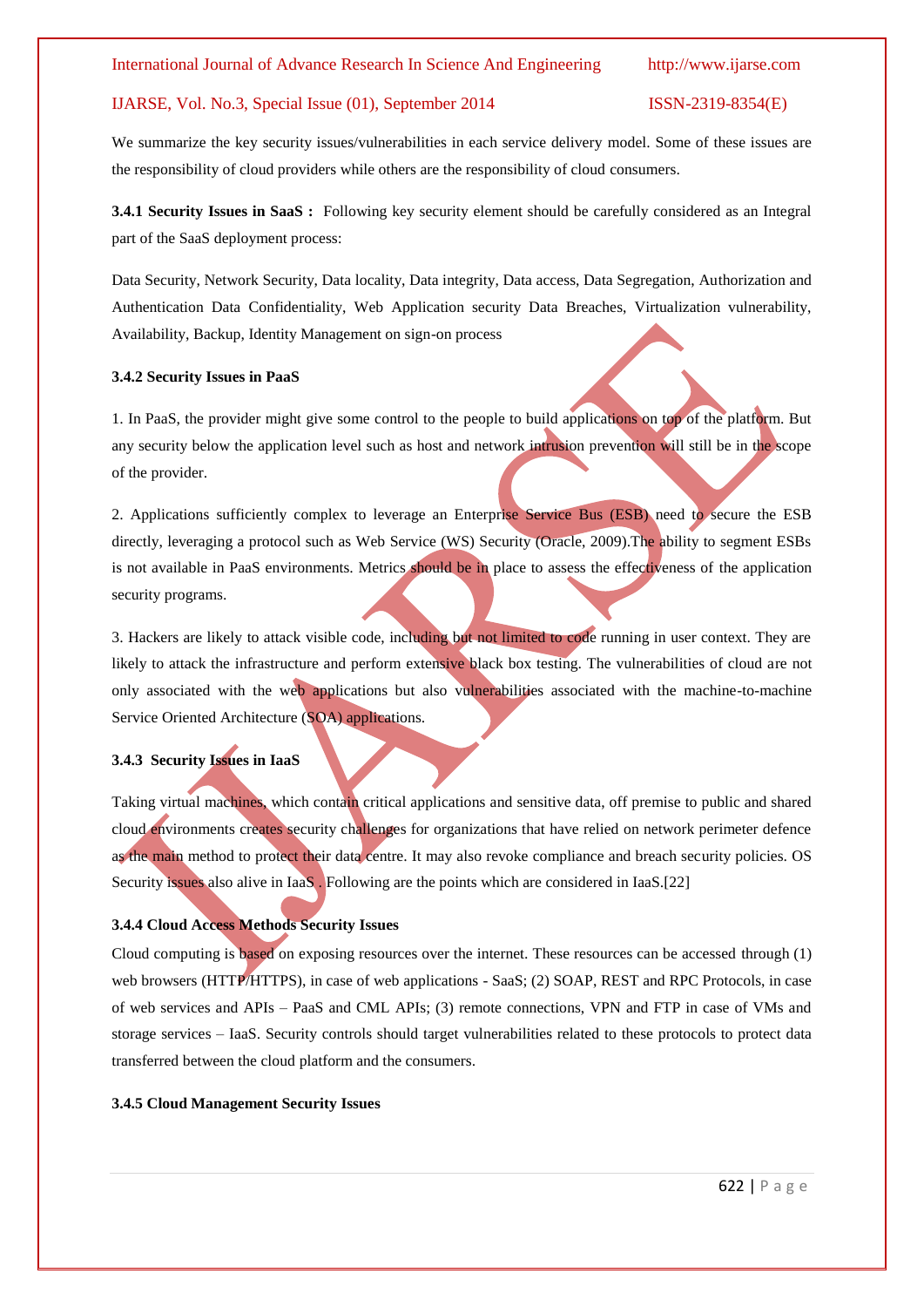We summarize the key security issues/vulnerabilities in each service delivery model. Some of these issues are the responsibility of cloud providers while others are the responsibility of cloud consumers.

**3.4.1 Security Issues in SaaS :** Following key security element should be carefully considered as an Integral part of the SaaS deployment process:

Data Security, Network Security, Data locality, Data integrity, Data access, Data Segregation, Authorization and Authentication Data Confidentiality, Web Application security Data Breaches, Virtualization vulnerability, Availability, Backup, Identity Management on sign-on process

**3.4.2 Security Issues in PaaS**

1. In PaaS, the provider might give some control to the people to build applications on top of the platform. But any security below the application level such as host and network intrusion prevention will still be in the scope of the provider.

2. Applications sufficiently complex to leverage an Enterprise Service Bus (ESB) need to secure the ESB directly, leveraging a protocol such as Web Service (WS) Security (Oracle, 2009).The ability to segment ESBs is not available in PaaS environments. Metrics should be in place to assess the effectiveness of the application security programs.

3. Hackers are likely to attack visible code, including but not limited to code running in user context. They are likely to attack the infrastructure and perform extensive black box testing. The vulnerabilities of cloud are not only associated with the web applications but also vulnerabilities associated with the machine-to-machine Service Oriented Architecture (SOA) applications.

**3.4.3 Security Issues in IaaS**

Taking virtual machines, which contain critical applications and sensitive data, off premise to public and shared cloud environments creates security challenges for organizations that have relied on network perimeter defence as the main method to protect their data centre. It may also revoke compliance and breach security policies. OS Security issues also alive in IaaS . Following are the points which are considered in IaaS.[22]

**3.4.4 Cloud Access Methods Security Issues**

Cloud computing is based on exposing resources over the internet. These resources can be accessed through (1) web browsers (HTTP/HTTPS), in case of web applications - SaaS; (2) SOAP, REST and RPC Protocols, in case of web services and APIs – PaaS and CML APIs; (3) remote connections, VPN and FTP in case of VMs and storage services – IaaS. Security controls should target vulnerabilities related to these protocols to protect data transferred between the cloud platform and the consumers.

**3.4.5 Cloud Management Security Issues**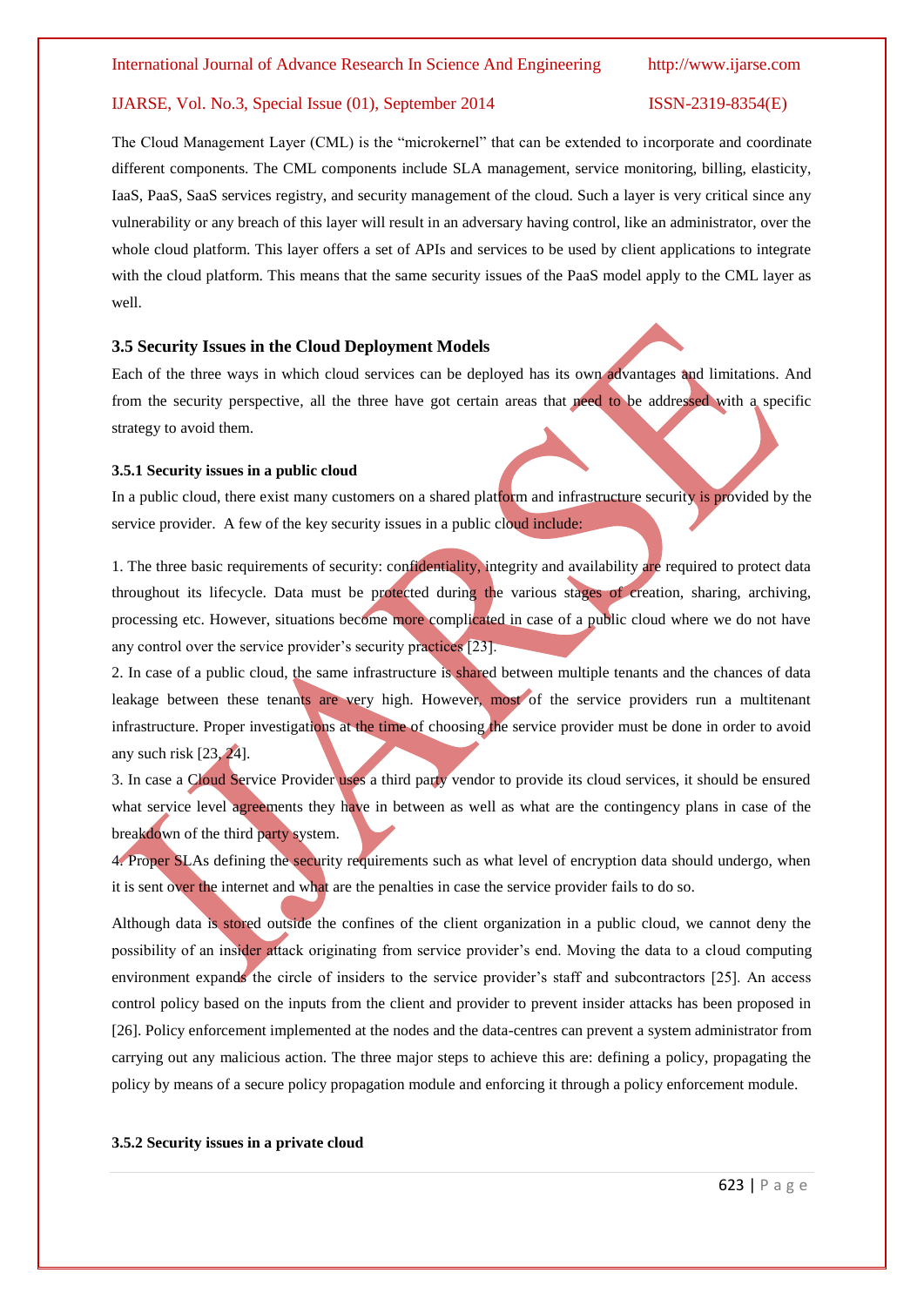The Cloud Management Layer (CML) is the "microkernel" that can be extended to incorporate and coordinate different components. The CML components include SLA management, service monitoring, billing, elasticity, IaaS, PaaS, SaaS services registry, and security management of the cloud. Such a layer is very critical since any vulnerability or any breach of this layer will result in an adversary having control, like an administrator, over the whole cloud platform. This layer offers a set of APIs and services to be used by client applications to integrate with the cloud platform. This means that the same security issues of the PaaS model apply to the CML layer as well.

### 3.5 Security Issues in the Cloud Deployment Models

Each of the three ways in which cloud services can be deployed has its own advantages and limitations. And from the security perspective, all the three have got certain areas that need to be addressed with a specific strategy to avoid them.

#### 3.5.1 Security issues in a public cloud

In a public cloud, there exist many customers on a shared platform and infrastructure security is provided by the service provider. A few of the key security issues in a public cloud include:

1. The three basic requirements of security: confidentiality, integrity and availability are required to protect data throughout its lifecycle. Data must be protected during the various stages of creation, sharing, archiving, processing etc. However, situations become more complicated in case of a public cloud where we do not have any control over the service provider's security practices [23].
2. In case of a public cloud, the same infrastructure is shared between multiple tenants and the chances of data leakage between these tenants are very high. However, most of the service providers run a multitenant infrastructure. Proper investigations at the time of choosing the service provider must be done in order to avoid any such risk [23, 24].
3. In case a Cloud Service Provider uses a third party vendor to provide its cloud services, it should be ensured what service level agreements they have in between as well as what are the contingency plans in case of the breakdown of the third party system.
4. Proper SLAs defining the security requirements such as what level of encryption data should undergo, when it is sent over the internet and what are the penalties in case the service provider fails to do so.

Although data is stored outside the confines of the client organization in a public cloud, we cannot deny the possibility of an insider attack originating from service provider's end. Moving the data to a cloud computing environment expands the circle of insiders to the service provider's staff and subcontractors [25]. An access control policy based on the inputs from the client and provider to prevent insider attacks has been proposed in [26]. Policy enforcement implemented at the nodes and the data-centres can prevent a system administrator from carrying out any malicious action. The three major steps to achieve this are: defining a policy, propagating the policy by means of a secure policy propagation module and enforcing it through a policy enforcement module.

#### 3.5.2 Security issues in a private cloud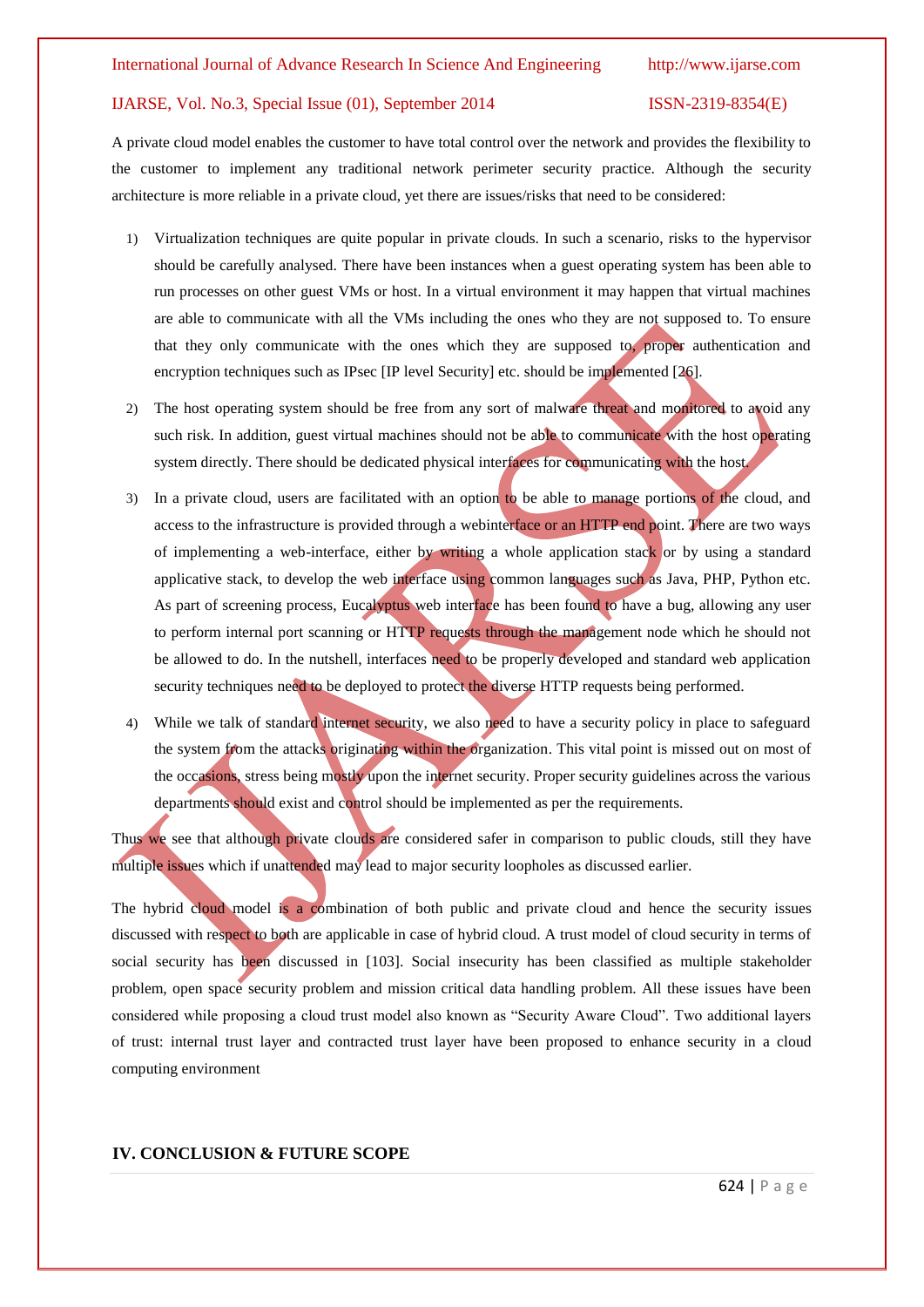A private cloud model enables the customer to have total control over the network and provides the flexibility to the customer to implement any traditional network perimeter security practice. Although the security architecture is more reliable in a private cloud, yet there are issues/risks that need to be considered:

1) Virtualization techniques are quite popular in private clouds. In such a scenario, risks to the hypervisor should be carefully analysed. There have been instances when a guest operating system has been able to run processes on other guest VMs or host. In a virtual environment it may happen that virtual machines are able to communicate with all the VMs including the ones who they are not supposed to. To ensure that they only communicate with the ones which they are supposed to, proper authentication and encryption techniques such as IPsec [IP level Security] etc. should be implemented [26].

2) The host operating system should be free from any sort of malware threat and monitored to avoid any such risk. In addition, guest virtual machines should not be able to communicate with the host operating system directly. There should be dedicated physical interfaces for communicating with the host.

3) In a private cloud, users are facilitated with an option to be able to manage portions of the cloud, and access to the infrastructure is provided through a webinterface or an HTTP end point. There are two ways of implementing a web-interface, either by writing a whole application stack or by using a standard applicative stack, to develop the web interface using common languages such as Java, PHP, Python etc. As part of screening process, Eucalyptus web interface has been found to have a bug, allowing any user to perform internal port scanning or HTTP requests through the management node which he should not be allowed to do. In the nutshell, interfaces need to be properly developed and standard web application security techniques need to be deployed to protect the diverse HTTP requests being performed.

4) While we talk of standard internet security, we also need to have a security policy in place to safeguard the system from the attacks originating within the organization. This vital point is missed out on most of the occasions, stress being mostly upon the internet security. Proper security guidelines across the various departments should exist and control should be implemented as per the requirements.

Thus we see that although private clouds are considered safer in comparison to public clouds, still they have multiple issues which if unattended may lead to major security loopholes as discussed earlier.

The hybrid cloud model is a combination of both public and private cloud and hence the security issues discussed with respect to both are applicable in case of hybrid cloud. A trust model of cloud security in terms of social security has been discussed in [103]. Social insecurity has been classified as multiple stakeholder problem, open space security problem and mission critical data handling problem. All these issues have been considered while proposing a cloud trust model also known as "Security Aware Cloud". Two additional layers of trust: internal trust layer and contracted trust layer have been proposed to enhance security in a cloud computing environment

## IV. CONCLUSION & FUTURE SCOPE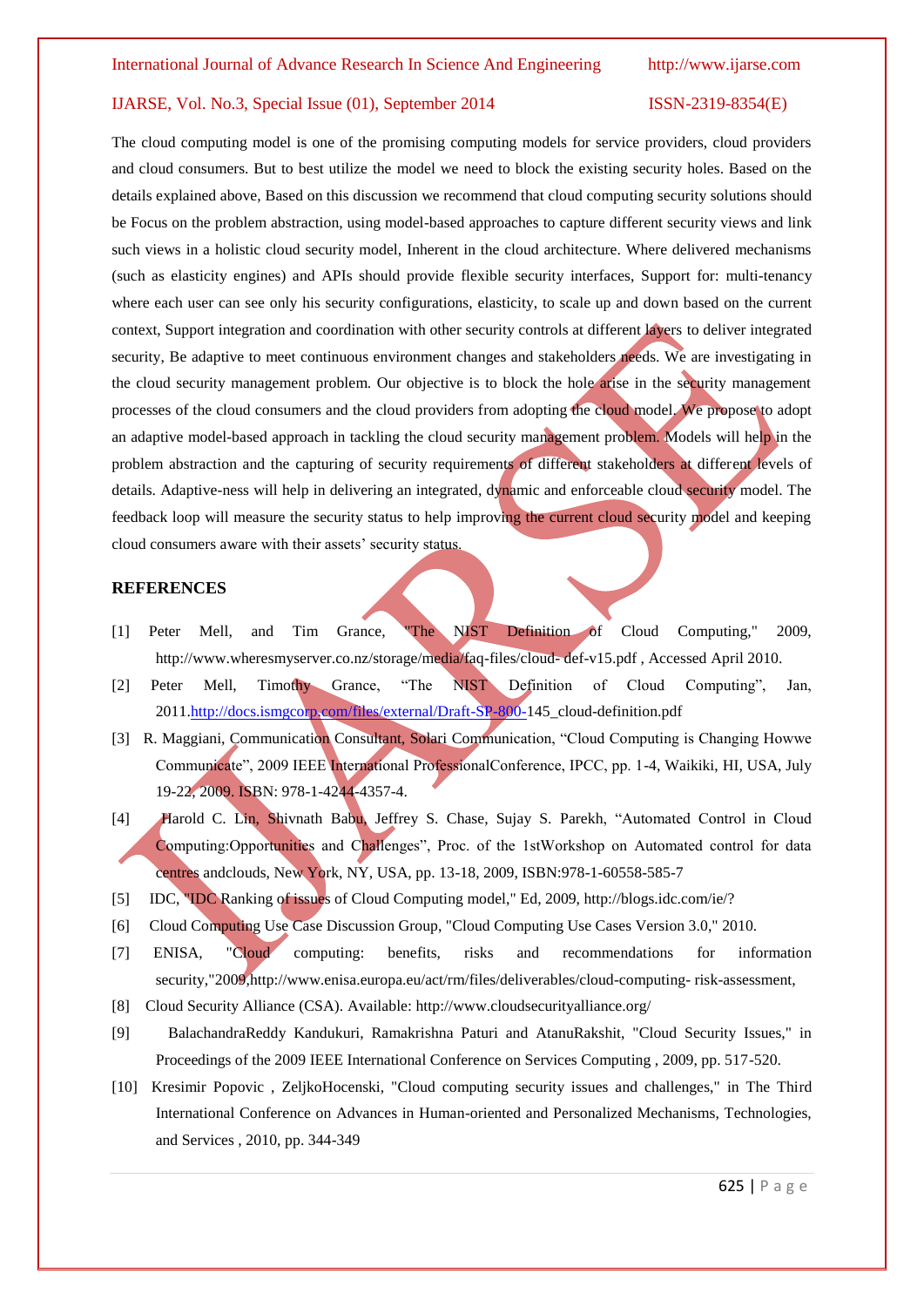The cloud computing model is one of the promising computing models for service providers, cloud providers and cloud consumers. But to best utilize the model we need to block the existing security holes. Based on the details explained above, Based on this discussion we recommend that cloud computing security solutions should be Focus on the problem abstraction, using model-based approaches to capture different security views and link such views in a holistic cloud security model, Inherent in the cloud architecture. Where delivered mechanisms (such as elasticity engines) and APIs should provide flexible security interfaces, Support for: multi-tenancy where each user can see only his security configurations, elasticity, to scale up and down based on the current context, Support integration and coordination with other security controls at different layers to deliver integrated security, Be adaptive to meet continuous environment changes and stakeholders needs. We are investigating in the cloud security management problem. Our objective is to block the hole arise in the security management processes of the cloud consumers and the cloud providers from adopting the cloud model. We propose to adopt an adaptive model-based approach in tackling the cloud security management problem. Models will help in the problem abstraction and the capturing of security requirements of different stakeholders at different levels of details. Adaptive-ness will help in delivering an integrated, dynamic and enforceable cloud security model. The feedback loop will measure the security status to help improving the current cloud security model and keeping cloud consumers aware with their assets' security status.

## REFERENCES

[1] Peter Mell, and Tim Grance, "The NIST Definition of Cloud Computing," 2009, http://www.wheresmyserver.co.nz/storage/media/faq-files/cloud- def-v15.pdf , Accessed April 2010.

[2] Peter Mell, Timothy Grance, "The NIST Definition of Cloud Computing", Jan, 2011.http://docs.ismgcorp.com/files/external/Draft-SP-800-145_cloud-definition.pdf

[3] R. Maggiani, Communication Consultant, Solari Communication, "Cloud Computing is Changing Howwe Communicate", 2009 IEEE International ProfessionalConference, IPCC, pp. 1-4, Waikiki, HI, USA, July 19-22, 2009. ISBN: 978-1-4244-4357-4.

[4] Harold C. Lin, Shivnath Babu, Jeffrey S. Chase, Sujay S. Parekh, "Automated Control in Cloud Computing:Opportunities and Challenges", Proc. of the 1stWorkshop on Automated control for data centres andclouds, New York, NY, USA, pp. 13-18, 2009, ISBN:978-1-60558-585-7

[5] IDC, "IDC Ranking of issues of Cloud Computing model," Ed, 2009, http://blogs.idc.com/ie/?

[6] Cloud Computing Use Case Discussion Group, "Cloud Computing Use Cases Version 3.0," 2010.

[7] ENISA, "Cloud computing: benefits, risks and recommendations for information security,"2009,http://www.enisa.europa.eu/act/rm/files/deliverables/cloud-computing- risk-assessment,

[8] Cloud Security Alliance (CSA). Available: http://www.cloudsecurityalliance.org/

[9] BalachandraReddy Kandukuri, Ramakrishna Paturi and AtanuRakshit, "Cloud Security Issues," in Proceedings of the 2009 IEEE International Conference on Services Computing , 2009, pp. 517-520.

[10] Kresimir Popovic , ZeljkoHocenski, "Cloud computing security issues and challenges," in The Third International Conference on Advances in Human-oriented and Personalized Mechanisms, Technologies, and Services , 2010, pp. 344-349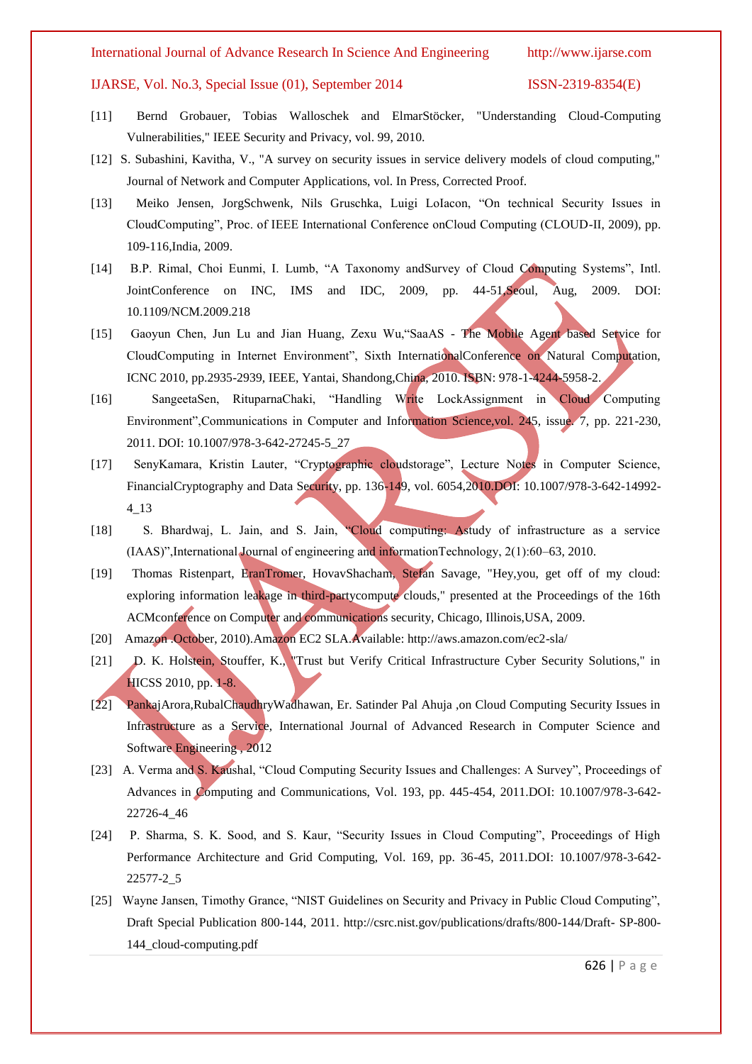[11] Bernd Grobauer, Tobias Walloschek and ElmarStöcker, "Understanding Cloud-Computing Vulnerabilities," IEEE Security and Privacy, vol. 99, 2010.

[12] S. Subashini, Kavitha, V., "A survey on security issues in service delivery models of cloud computing," Journal of Network and Computer Applications, vol. In Press, Corrected Proof.

[13] Meiko Jensen, JorgSchwenk, Nils Gruschka, Luigi LoIacon, "On technical Security Issues in CloudComputing", Proc. of IEEE International Conference onCloud Computing (CLOUD-II, 2009), pp. 109-116,India, 2009.

[14] B.P. Rimal, Choi Eunmi, I. Lumb, "A Taxonomy andSurvey of Cloud Computing Systems", Intl. JointConference on INC, IMS and IDC, 2009, pp. 44-51,Seoul, Aug, 2009. DOI: 10.1109/NCM.2009.218

[15] Gaoyun Chen, Jun Lu and Jian Huang, Zexu Wu,"SaaAS - The Mobile Agent based Service for CloudComputing in Internet Environment", Sixth InternationalConference on Natural Computation, ICNC 2010, pp.2935-2939, IEEE, Yantai, Shandong,China, 2010. ISBN: 978-1-4244-5958-2.

[16] SangeetaSen, RituparnaChaki, "Handling Write LockAssignment in Cloud Computing Environment",Communications in Computer and Information Science,vol. 245, issue. 7, pp. 221-230, 2011. DOI: 10.1007/978-3-642-27245-5_27

[17] SenyKamara, Kristin Lauter, "Cryptographic cloudstorage", Lecture Notes in Computer Science, FinancialCryptography and Data Security, pp. 136-149, vol. 6054,2010.DOI: 10.1007/978-3-642-14992-4_13

[18] S. Bhardwaj, L. Jain, and S. Jain, "Cloud computing: Astudy of infrastructure as a service (IAAS)",International Journal of engineering and informationTechnology, 2(1):60–63, 2010.

[19] Thomas Ristenpart, EranTromer, HovavShacham, Stefan Savage, "Hey,you, get off of my cloud: exploring information leakage in third-partycompute clouds," presented at the Proceedings of the 16th ACMconference on Computer and communications security, Chicago, Illinois,USA, 2009.

[20] Amazon .October, 2010).Amazon EC2 SLA.Available: http://aws.amazon.com/ec2-sla/

[21] D. K. Holstein, Stouffer, K., "Trust but Verify Critical Infrastructure Cyber Security Solutions," in HICSS 2010, pp. 1-8.

[22] PankajArora,RubalChaudhryWadhawan, Er. Satinder Pal Ahuja ,on Cloud Computing Security Issues in Infrastructure as a Service, International Journal of Advanced Research in Computer Science and Software Engineering , 2012

[23] A. Verma and S. Kaushal, "Cloud Computing Security Issues and Challenges: A Survey", Proceedings of Advances in Computing and Communications, Vol. 193, pp. 445-454, 2011.DOI: 10.1007/978-3-642-22726-4_46

[24] P. Sharma, S. K. Sood, and S. Kaur, "Security Issues in Cloud Computing", Proceedings of High Performance Architecture and Grid Computing, Vol. 169, pp. 36-45, 2011.DOI: 10.1007/978-3-642-22577-2_5

[25] Wayne Jansen, Timothy Grance, "NIST Guidelines on Security and Privacy in Public Cloud Computing", Draft Special Publication 800-144, 2011. http://csrc.nist.gov/publications/drafts/800-144/Draft- SP-800-144_cloud-computing.pdf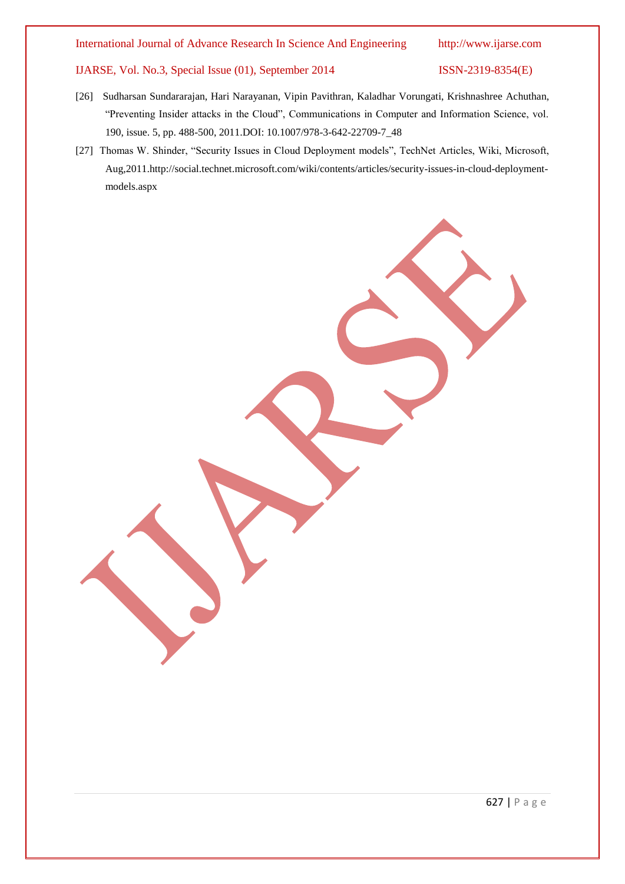[26] Sudharsan Sundararajan, Hari Narayanan, Vipin Pavithran, Kaladhar Vorungati, Krishnashree Achuthan, "Preventing Insider attacks in the Cloud", Communications in Computer and Information Science, vol. 190, issue. 5, pp. 488-500, 2011.DOI: 10.1007/978-3-642-22709-7_48

[27] Thomas W. Shinder, "Security Issues in Cloud Deployment models", TechNet Articles, Wiki, Microsoft, Aug,2011.http://social.technet.microsoft.com/wiki/contents/articles/security-issues-in-cloud-deployment-models.aspx